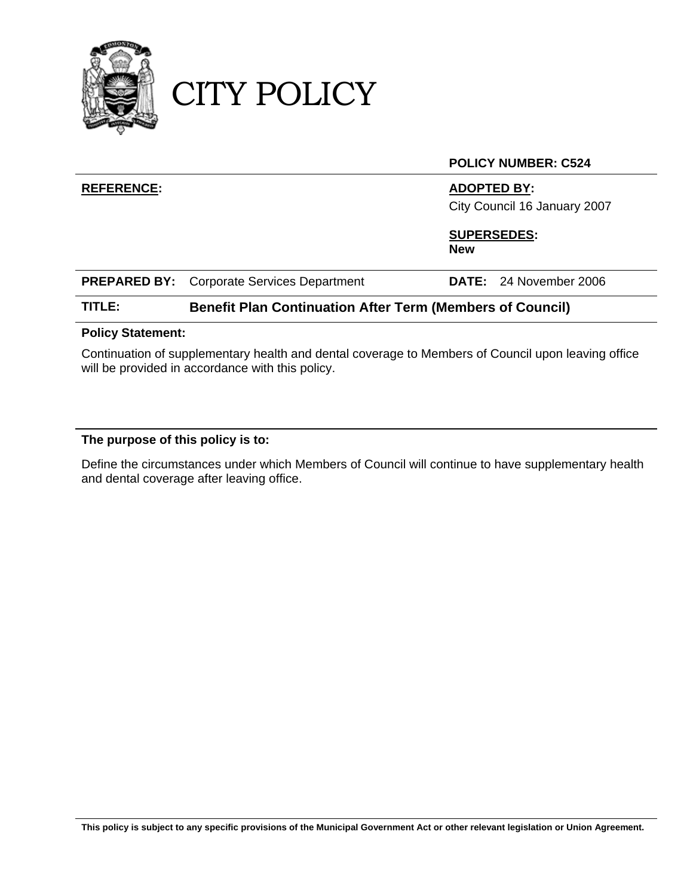# CITY POLICY

| | | | |
|---|---|---|---|
| | | **POLICY NUMBER: C524** | |
| **REFERENCE:** | | **ADOPTED BY:** City Council 16 January 2007 | |
| | | **SUPERSEDES:** **New** | |
| **PREPARED BY:** | Corporate Services Department | **DATE:** | 24 November 2006 |
| **TITLE:** | **Benefit Plan Continuation After Term (Members of Council)** | | |

**Policy Statement:**

Continuation of supplementary health and dental coverage to Members of Council upon leaving office will be provided in accordance with this policy.

**The purpose of this policy is to:**

Define the circumstances under which Members of Council will continue to have supplementary health and dental coverage after leaving office.

**This policy is subject to any specific provisions of the Municipal Government Act or other relevant legislation or Union Agreement.**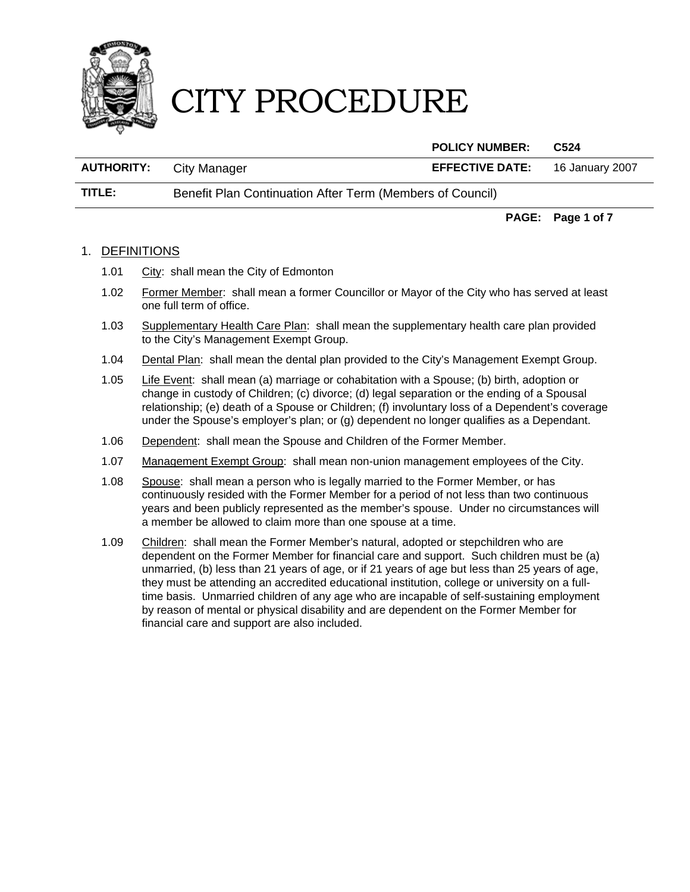# CITY PROCEDURE

| | | | |
|---|---|---|---|
| | | **POLICY NUMBER:** | C524 |
| **AUTHORITY:** | City Manager | **EFFECTIVE DATE:** | 16 January 2007 |
| **TITLE:** | Benefit Plan Continuation After Term (Members of Council) | | |

1. DEFINITIONS

1.01 City: shall mean the City of Edmonton

1.02 Former Member: shall mean a former Councillor or Mayor of the City who has served at least one full term of office.

1.03 Supplementary Health Care Plan: shall mean the supplementary health care plan provided to the City's Management Exempt Group.

1.04 Dental Plan: shall mean the dental plan provided to the City's Management Exempt Group.

1.05 Life Event: shall mean (a) marriage or cohabitation with a Spouse; (b) birth, adoption or change in custody of Children; (c) divorce; (d) legal separation or the ending of a Spousal relationship; (e) death of a Spouse or Children; (f) involuntary loss of a Dependent's coverage under the Spouse's employer's plan; or (g) dependent no longer qualifies as a Dependant.

1.06 Dependent: shall mean the Spouse and Children of the Former Member.

1.07 Management Exempt Group: shall mean non-union management employees of the City.

1.08 Spouse: shall mean a person who is legally married to the Former Member, or has continuously resided with the Former Member for a period of not less than two continuous years and been publicly represented as the member's spouse. Under no circumstances will a member be allowed to claim more than one spouse at a time.

1.09 Children: shall mean the Former Member's natural, adopted or stepchildren who are dependent on the Former Member for financial care and support. Such children must be (a) unmarried, (b) less than 21 years of age, or if 21 years of age but less than 25 years of age, they must be attending an accredited educational institution, college or university on a full-time basis. Unmarried children of any age who are incapable of self-sustaining employment by reason of mental or physical disability and are dependent on the Former Member for financial care and support are also included.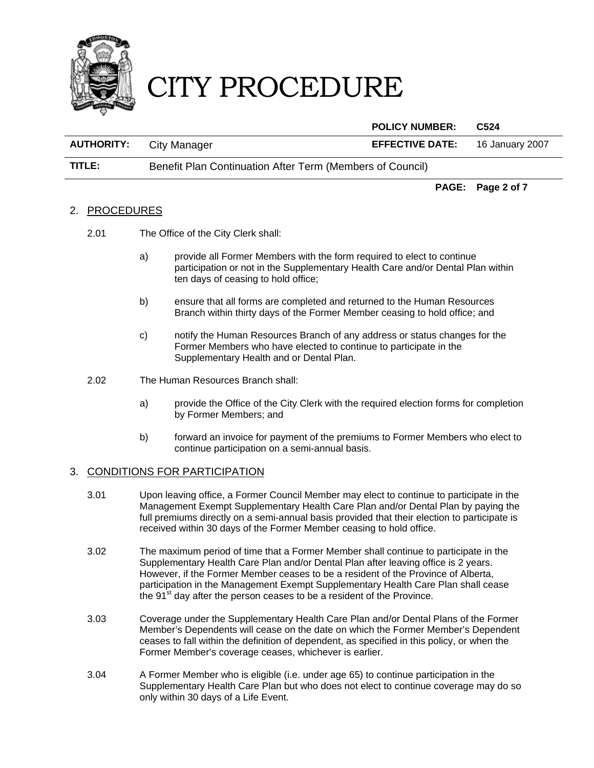## 2. PROCEDURES

2.01 The Office of the City Clerk shall:

a) provide all Former Members with the form required to elect to continue participation or not in the Supplementary Health Care and/or Dental Plan within ten days of ceasing to hold office;

b) ensure that all forms are completed and returned to the Human Resources Branch within thirty days of the Former Member ceasing to hold office; and

c) notify the Human Resources Branch of any address or status changes for the Former Members who have elected to continue to participate in the Supplementary Health and or Dental Plan.

2.02 The Human Resources Branch shall:

a) provide the Office of the City Clerk with the required election forms for completion by Former Members; and

b) forward an invoice for payment of the premiums to Former Members who elect to continue participation on a semi-annual basis.

## 3. CONDITIONS FOR PARTICIPATION

3.01 Upon leaving office, a Former Council Member may elect to continue to participate in the Management Exempt Supplementary Health Care Plan and/or Dental Plan by paying the full premiums directly on a semi-annual basis provided that their election to participate is received within 30 days of the Former Member ceasing to hold office.

3.02 The maximum period of time that a Former Member shall continue to participate in the Supplementary Health Care Plan and/or Dental Plan after leaving office is 2 years. However, if the Former Member ceases to be a resident of the Province of Alberta, participation in the Management Exempt Supplementary Health Care Plan shall cease the 91st day after the person ceases to be a resident of the Province.

3.03 Coverage under the Supplementary Health Care Plan and/or Dental Plans of the Former Member's Dependents will cease on the date on which the Former Member's Dependent ceases to fall within the definition of dependent, as specified in this policy, or when the Former Member's coverage ceases, whichever is earlier.

3.04 A Former Member who is eligible (i.e. under age 65) to continue participation in the Supplementary Health Care Plan but who does not elect to continue coverage may do so only within 30 days of a Life Event.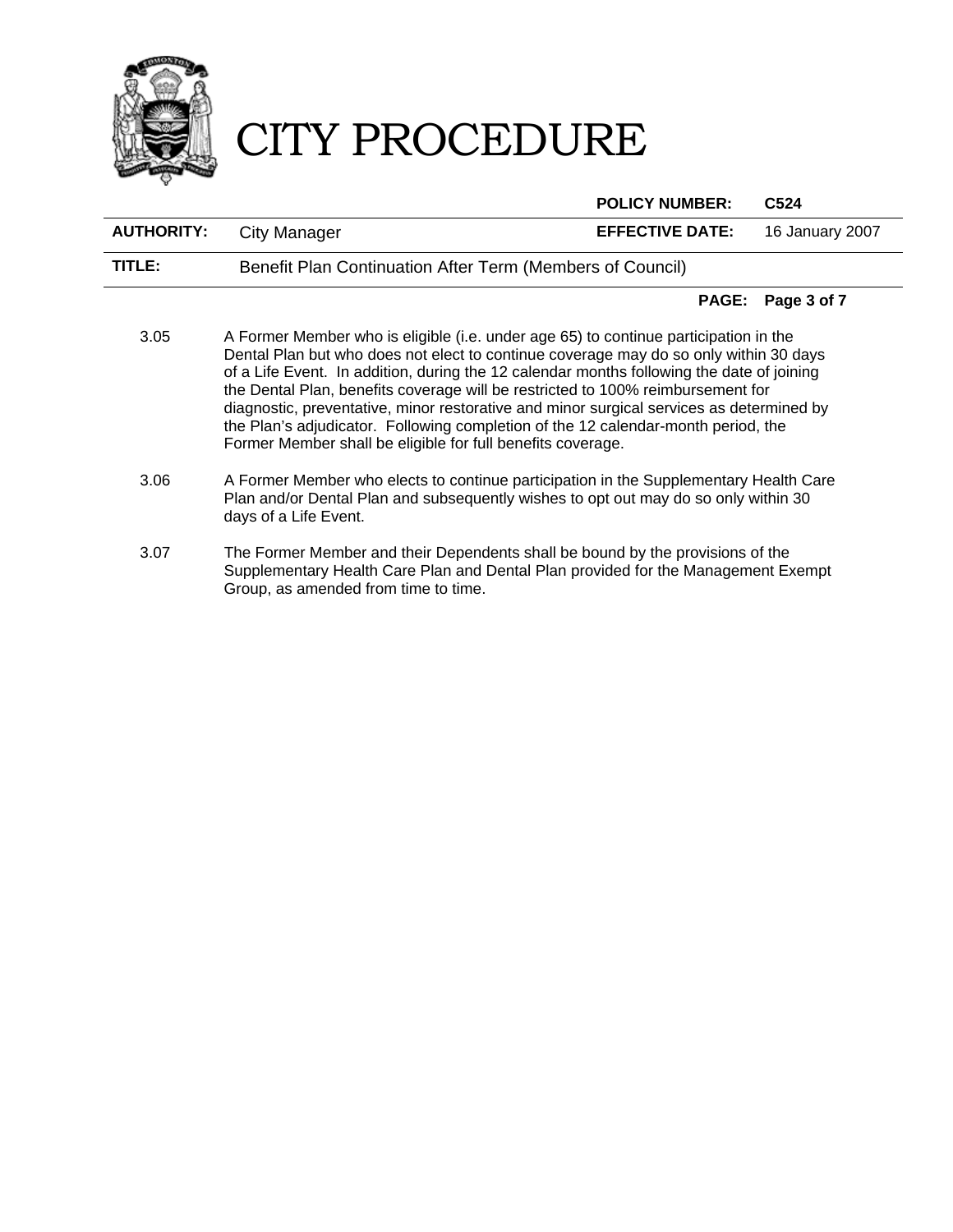3.05 A Former Member who is eligible (i.e. under age 65) to continue participation in the Dental Plan but who does not elect to continue coverage may do so only within 30 days of a Life Event. In addition, during the 12 calendar months following the date of joining the Dental Plan, benefits coverage will be restricted to 100% reimbursement for diagnostic, preventative, minor restorative and minor surgical services as determined by the Plan's adjudicator. Following completion of the 12 calendar-month period, the Former Member shall be eligible for full benefits coverage.

3.06 A Former Member who elects to continue participation in the Supplementary Health Care Plan and/or Dental Plan and subsequently wishes to opt out may do so only within 30 days of a Life Event.

3.07 The Former Member and their Dependents shall be bound by the provisions of the Supplementary Health Care Plan and Dental Plan provided for the Management Exempt Group, as amended from time to time.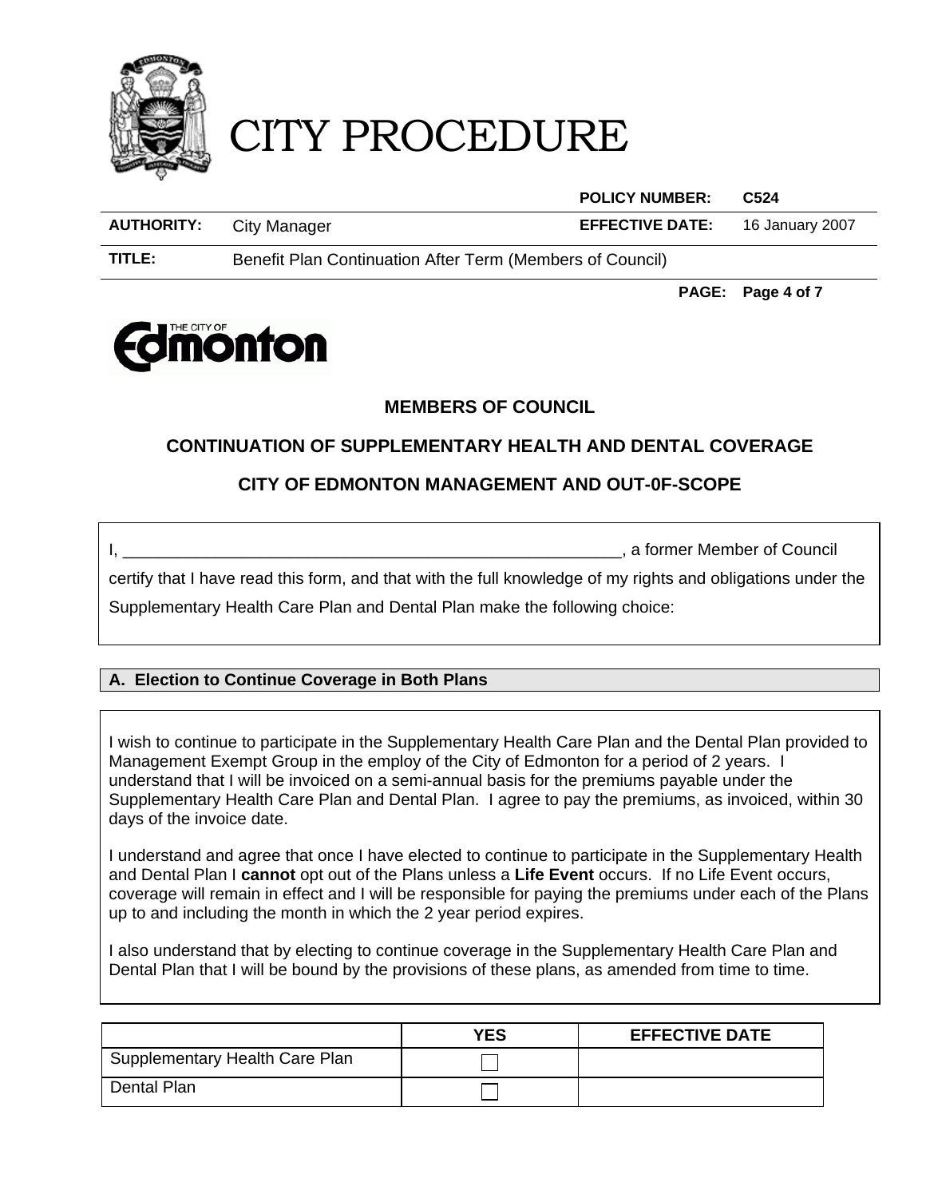# CITY PROCEDURE

| | | | |
|---|---|---|---|
| | | **POLICY NUMBER:** | C524 |
| **AUTHORITY:** | City Manager | **EFFECTIVE DATE:** | 16 January 2007 |
| **TITLE:** | Benefit Plan Continuation After Term (Members of Council) | | |

## MEMBERS OF COUNCIL

## CONTINUATION OF SUPPLEMENTARY HEALTH AND DENTAL COVERAGE

## CITY OF EDMONTON MANAGEMENT AND OUT-0F-SCOPE

I, ________________________________________________________, a former Member of Council certify that I have read this form, and that with the full knowledge of my rights and obligations under the Supplementary Health Care Plan and Dental Plan make the following choice:

### A. Election to Continue Coverage in Both Plans

I wish to continue to participate in the Supplementary Health Care Plan and the Dental Plan provided to Management Exempt Group in the employ of the City of Edmonton for a period of 2 years. I understand that I will be invoiced on a semi-annual basis for the premiums payable under the Supplementary Health Care Plan and Dental Plan. I agree to pay the premiums, as invoiced, within 30 days of the invoice date.

I understand and agree that once I have elected to continue to participate in the Supplementary Health and Dental Plan I **cannot** opt out of the Plans unless a **Life Event** occurs. If no Life Event occurs, coverage will remain in effect and I will be responsible for paying the premiums under each of the Plans up to and including the month in which the 2 year period expires.

I also understand that by electing to continue coverage in the Supplementary Health Care Plan and Dental Plan that I will be bound by the provisions of these plans, as amended from time to time.

| | YES | EFFECTIVE DATE |
|---|---|---|
| Supplementary Health Care Plan | ☐ | |
| Dental Plan | ☐ | |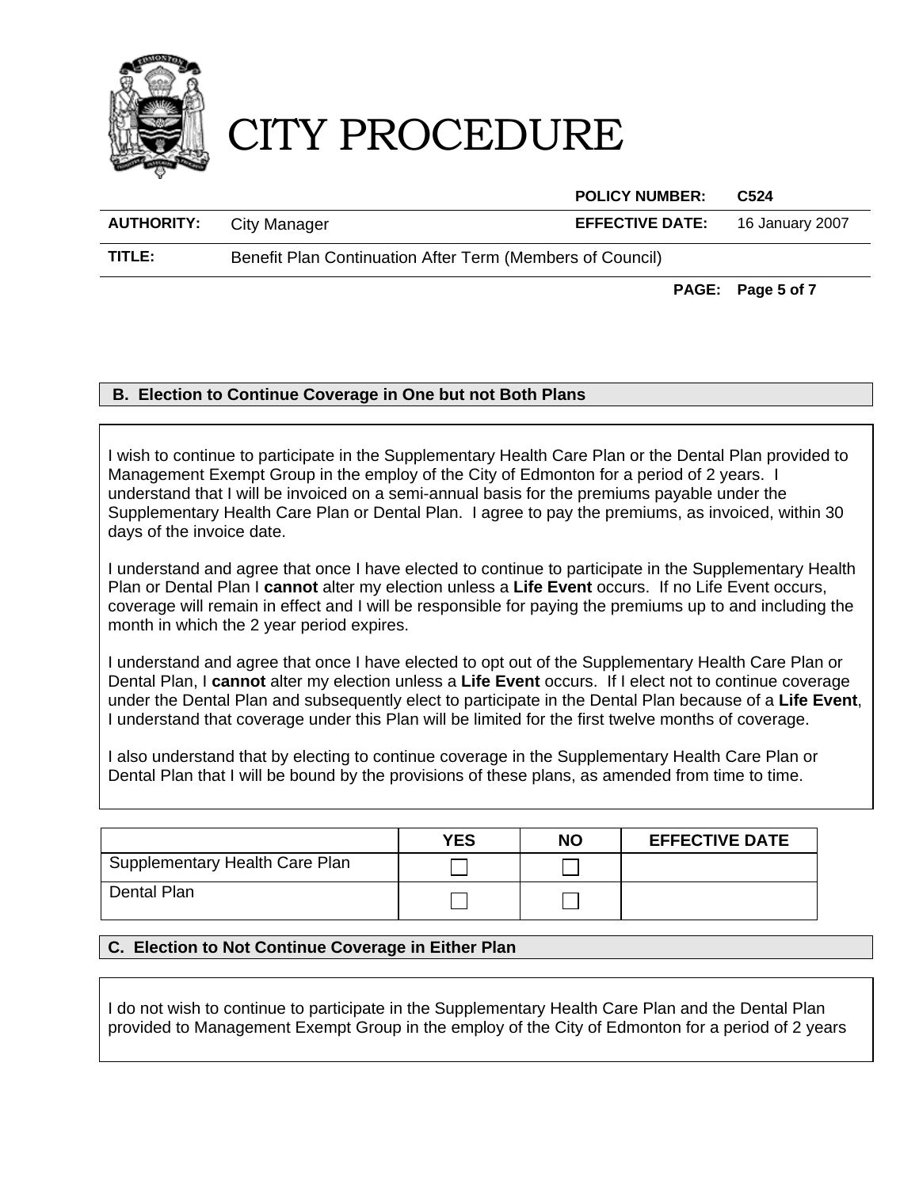## B. Election to Continue Coverage in One but not Both Plans

I wish to continue to participate in the Supplementary Health Care Plan or the Dental Plan provided to Management Exempt Group in the employ of the City of Edmonton for a period of 2 years. I understand that I will be invoiced on a semi-annual basis for the premiums payable under the Supplementary Health Care Plan or Dental Plan. I agree to pay the premiums, as invoiced, within 30 days of the invoice date.

I understand and agree that once I have elected to continue to participate in the Supplementary Health Plan or Dental Plan I **cannot** alter my election unless a **Life Event** occurs. If no Life Event occurs, coverage will remain in effect and I will be responsible for paying the premiums up to and including the month in which the 2 year period expires.

I understand and agree that once I have elected to opt out of the Supplementary Health Care Plan or Dental Plan, I **cannot** alter my election unless a **Life Event** occurs. If I elect not to continue coverage under the Dental Plan and subsequently elect to participate in the Dental Plan because of a **Life Event**, I understand that coverage under this Plan will be limited for the first twelve months of coverage.

I also understand that by electing to continue coverage in the Supplementary Health Care Plan or Dental Plan that I will be bound by the provisions of these plans, as amended from time to time.

| | YES | NO | EFFECTIVE DATE |
|---|---|---|---|
| Supplementary Health Care Plan | ☐ | ☐ | |
| Dental Plan | ☐ | ☐ | |

## C. Election to Not Continue Coverage in Either Plan

I do not wish to continue to participate in the Supplementary Health Care Plan and the Dental Plan provided to Management Exempt Group in the employ of the City of Edmonton for a period of 2 years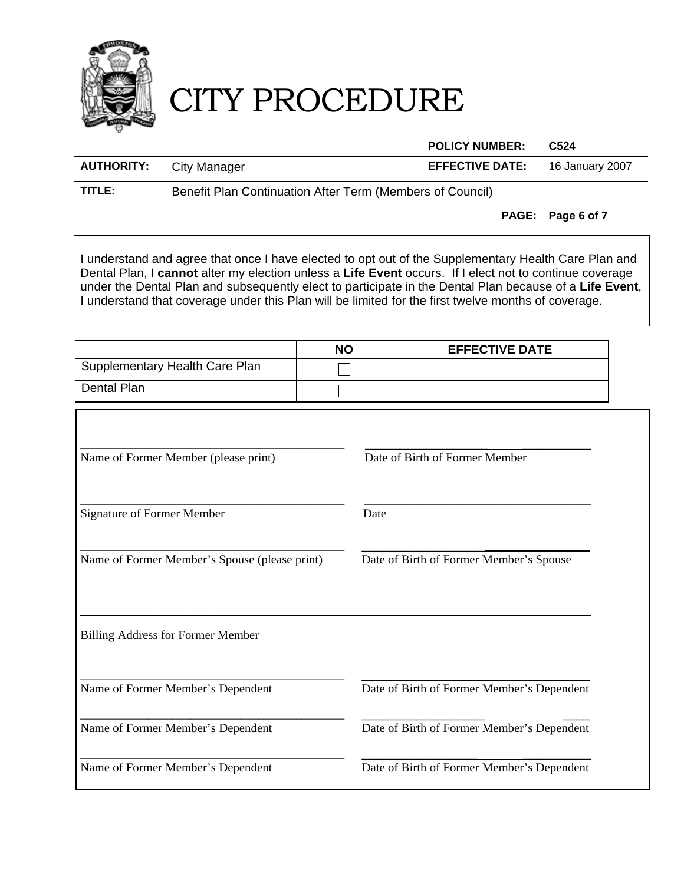I understand and agree that once I have elected to opt out of the Supplementary Health Care Plan and Dental Plan, I **cannot** alter my election unless a **Life Event** occurs. If I elect not to continue coverage under the Dental Plan and subsequently elect to participate in the Dental Plan because of a **Life Event**, I understand that coverage under this Plan will be limited for the first twelve months of coverage.

| | NO | EFFECTIVE DATE |
|---|---|---|
| Supplementary Health Care Plan | ☐ | |
| Dental Plan | ☐ | |

_____________________________________________ _____________________________________
Name of Former Member (please print) Date of Birth of Former Member

_____________________________________________ _____________________________________
Signature of Former Member Date

_____________________________________________ _____________________________________
Name of Former Member's Spouse (please print) Date of Birth of Former Member's Spouse

_____________________________________________________________________________________
Billing Address for Former Member

_____________________________________________ _____________________________________
Name of Former Member's Dependent Date of Birth of Former Member's Dependent

_____________________________________________ _____________________________________
Name of Former Member's Dependent Date of Birth of Former Member's Dependent

_____________________________________________ _____________________________________
Name of Former Member's Dependent Date of Birth of Former Member's Dependent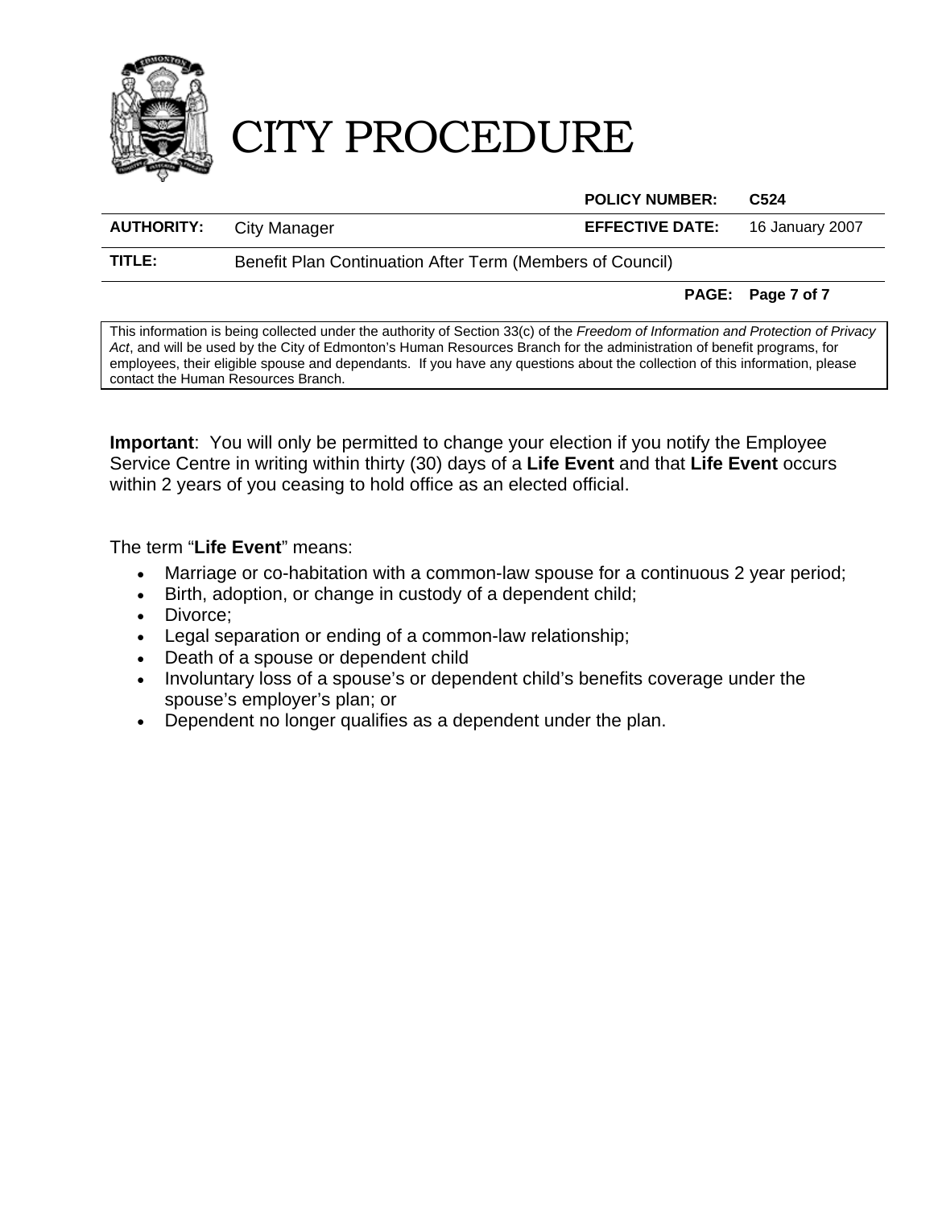This information is being collected under the authority of Section 33(c) of the *Freedom of Information and Protection of Privacy Act*, and will be used by the City of Edmonton's Human Resources Branch for the administration of benefit programs, for employees, their eligible spouse and dependants. If you have any questions about the collection of this information, please contact the Human Resources Branch.

**Important**: You will only be permitted to change your election if you notify the Employee Service Centre in writing within thirty (30) days of a **Life Event** and that **Life Event** occurs within 2 years of you ceasing to hold office as an elected official.

The term "**Life Event**" means:

- Marriage or co-habitation with a common-law spouse for a continuous 2 year period;
- Birth, adoption, or change in custody of a dependent child;
- Divorce;
- Legal separation or ending of a common-law relationship;
- Death of a spouse or dependent child
- Involuntary loss of a spouse's or dependent child's benefits coverage under the spouse's employer's plan; or
- Dependent no longer qualifies as a dependent under the plan.